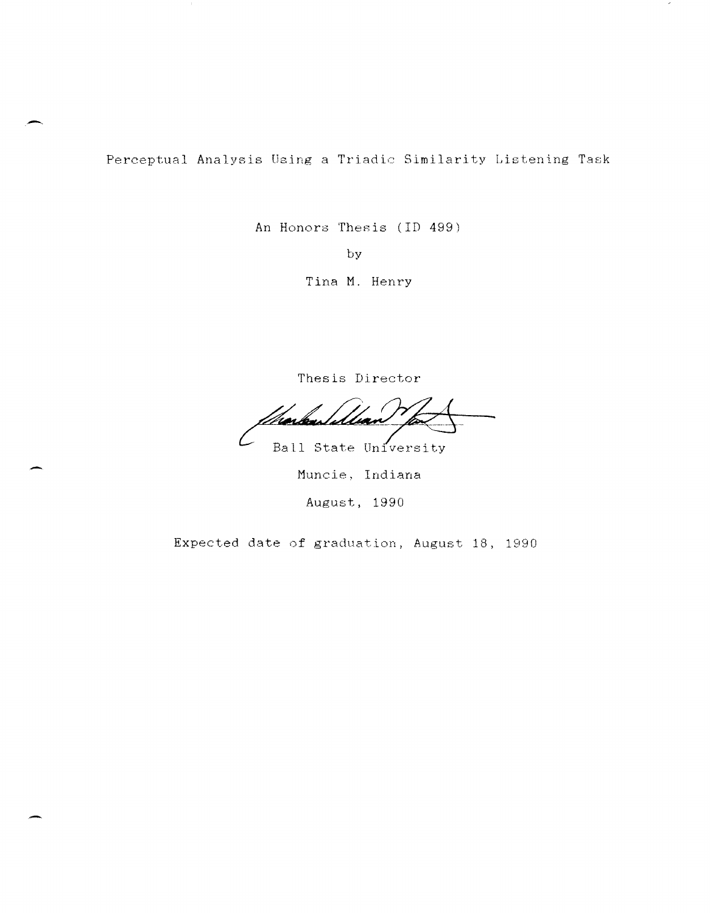# Perceptual Analysis Using a Triadic Similarity Listening Task

An Honors Thesis (ID 499)

by

Tina M. Henry

Thesis Director

Ball State University

Muncie, Indiana

August, 1990

Expected date of graduation, August 18, 1990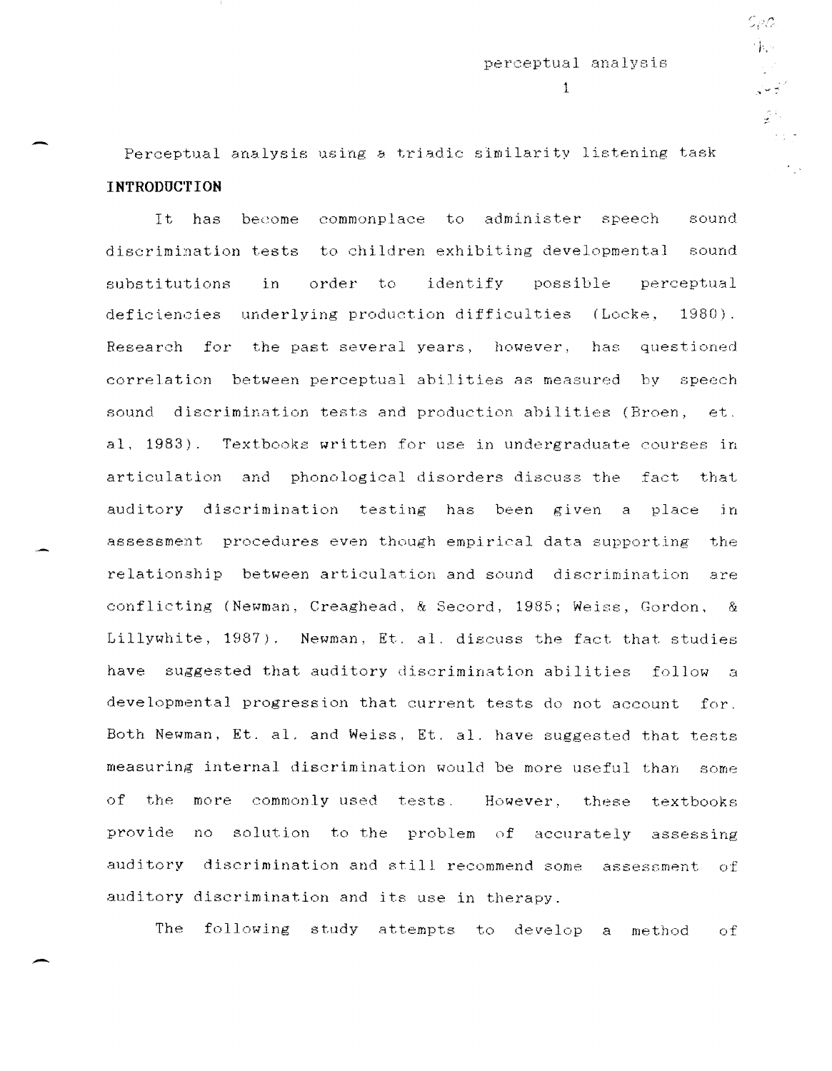Perceptual analysis using a triadic similarity listening task

## INTRODUCTION

It has become commonplace to administer speech sound discrimination tests to children exhibiting developmental sound substitutions in order to identify possible perceptual deficiencies underlying production difficulties (Locke, 1980). Research for the past several years, however, has questioned correlation between perceptual abilities as measured by speech sound discrimination tests and production abilities (Broen, et. al, 1983). Textbooks written for use in undergraduate courses in articulation and phonological disorders discuss the fact that auditory discrimination testing has been given a place in assessment procedures even though empirical data supporting the relationship between articulation and sound discrimination are conflicting (Newman, Creaghead, & Secord, 1985; Weiss, Gordon, & Lillywhite, 1987). Newman, Et. al. discuss the fact that studies have suggested that auditory discrimination abilities follow a developmental progression that current tests do not account for. Both Newman, Et. al. and Weiss, Et. al. have suggested that tests measuring internal discrimination would be more useful than some of the more commonly used tests. However, these textbooks provide no solution to the problem of accurately assessing auditory discrimination and still recommend some assessment of auditory discrimination and its use in therapy.

The following study attempts to develop a method of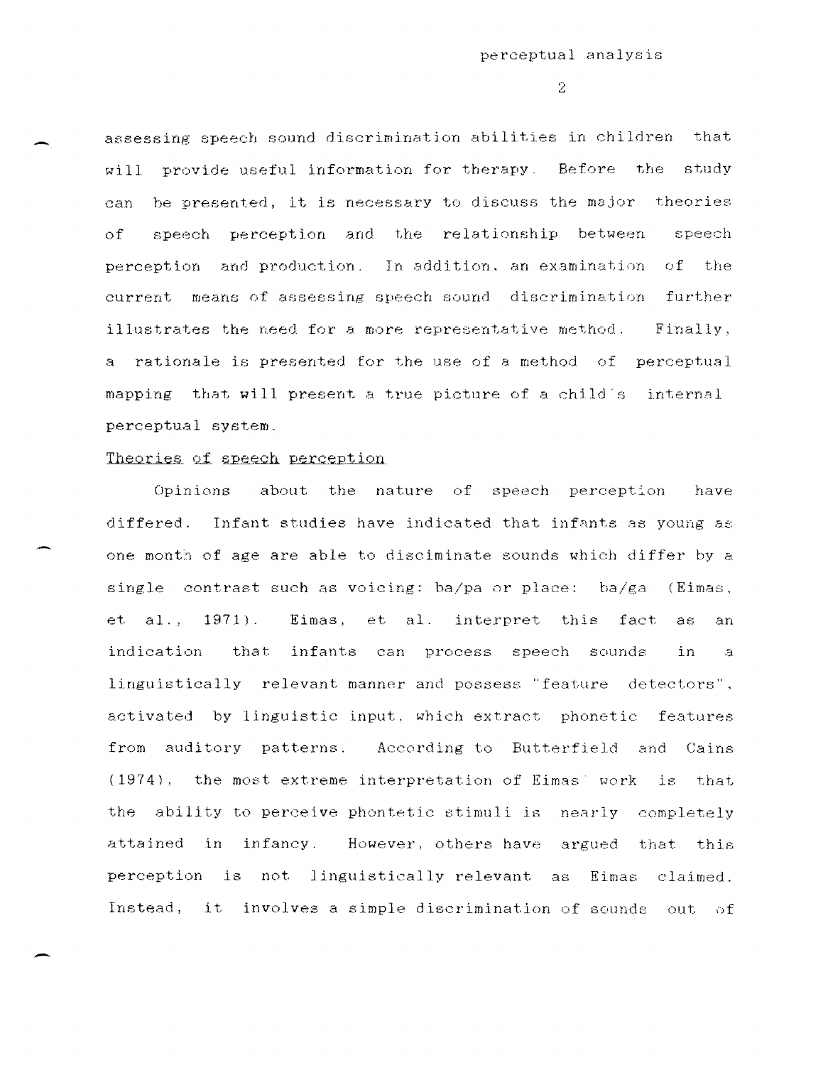assessing speech sound discrimination abilities in children that will provide useful information for therapy. Before the study can be presented, it is necessary to discuss the major theories of speech perception and the relationship between speech perception and production. In addition, an examination of the current means of assessing speech sound discrimination further illustrates the need for a more representative method. Finally, a rationale is presented for the use of a method of perceptual mapping that will present a true picture of a child's internal perceptual system.

## Theories of speech perception

Opinions about the nature of speech perception have differed. Infant studies have indicated that infants as young as one month of age are able to disciminate sounds which differ by a single contrast such as voicing: ba/pa or place: ba/ga (Eimas, et al., 1971). Eimas, et al. interpret this fact as an indication that infants can process speech sounds in a linguistically relevant manner and possess "feature detectors", activated by linguistic input, which extract phonetic features from auditory patterns. According to Butterfield and Cains (1974), the most extreme interpretation of Eimas' work is that the ability to perceive phontetic stimuli is nearly completely attained in infancy. However, others have argued that this perception is not linguistically relevant as Eimas claimed. Instead, it involves a simple discrimination of sounds out of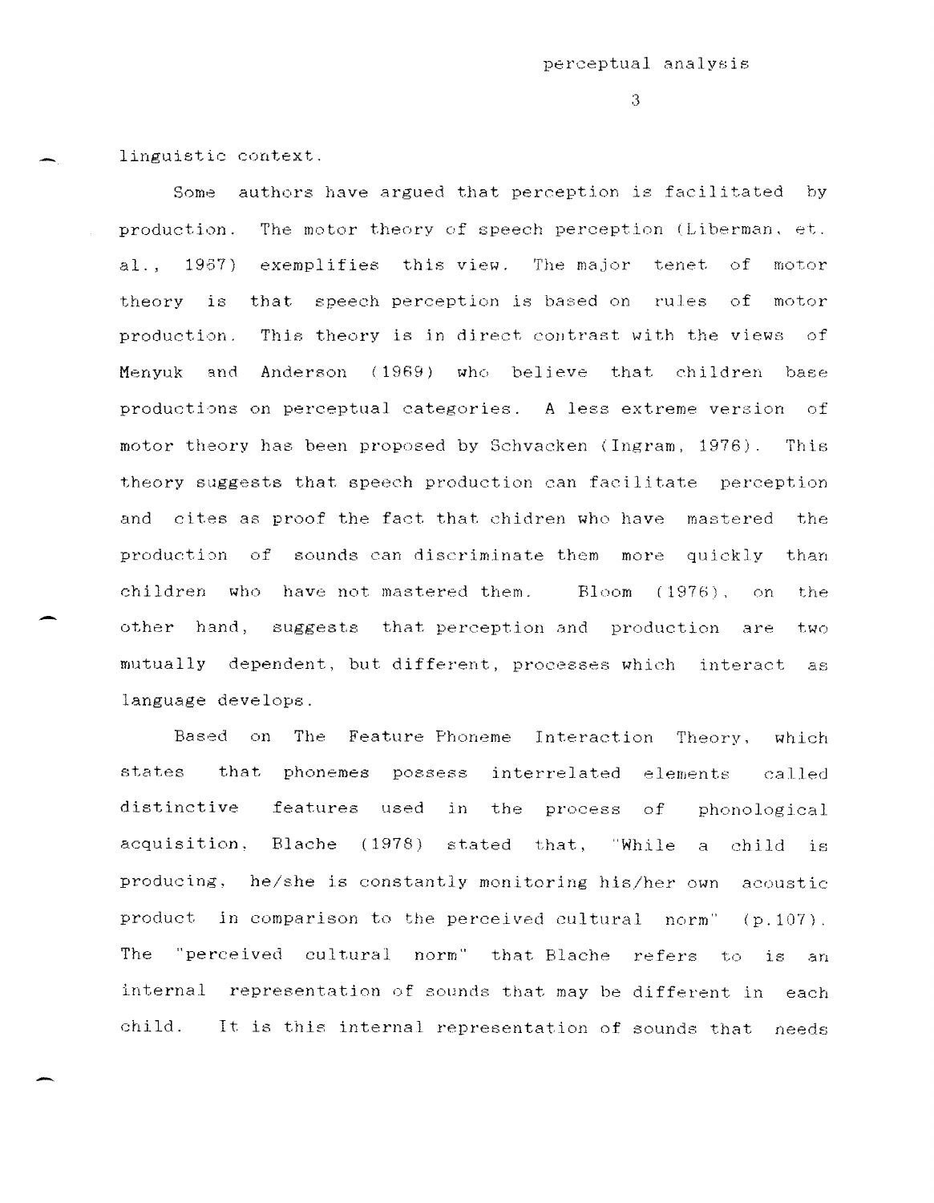linguistic context.

Some authors have argued that perception is facilitated by production. The motor theory of speech perception (Liberman, et. al., 1967) exemplifies this view. The major tenet of motor theory is that speech perception is based on rules of motor production. This theory is in direct contrast with the views of Menyuk and Anderson (1969) who believe that children base productions on perceptual categories. A less extreme version of motor theory has been proposed by Schvacken (Ingram, 1976). This theory suggests that speech production can facilitate perception and cites as proof the fact that chidren who have mastered the production of sounds can discriminate them more quickly than children who have not mastered them. Bloom (1976), on the other hand, suggests that perception and production are two mutually dependent, but different, processes which interact as language develops.

Based on The Feature Phoneme Interaction Theory, which states that phonemes possess interrelated elements called distinctive features used in the process of phonological acquisition, Blache (1978) stated that, "While a child is producing, he/she is constantly monitoring his/her own acoustic product in comparison to the perceived cultural norm" (p.107). The "perceived cultural norm" that Blache refers to is an internal representation of sounds that may be different in each child. It is this internal representation of sounds that needs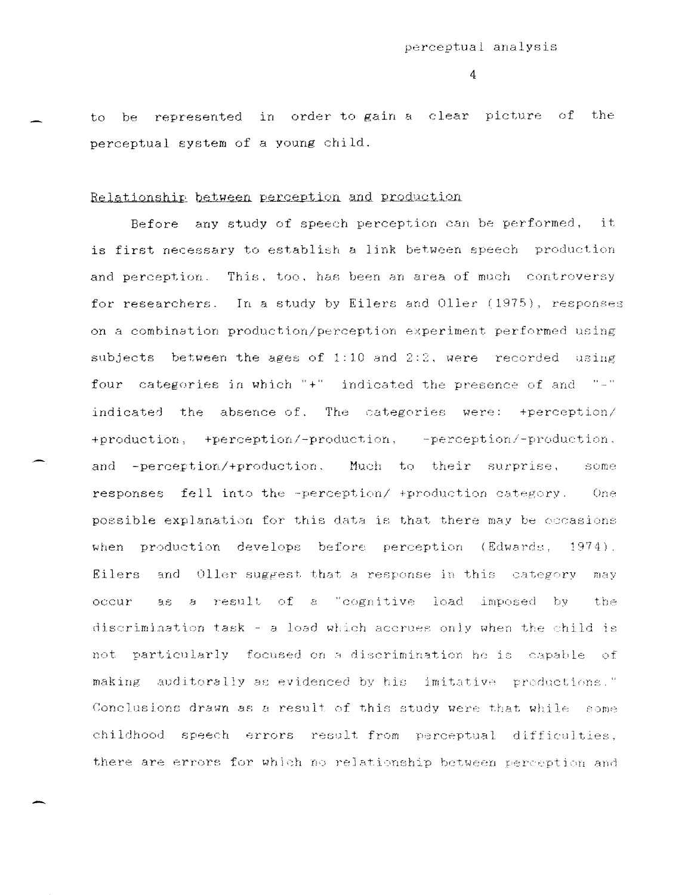to be represented in order to gain a clear picture of the perceptual system of a young child.

## Relationship between perception and production

Before any study of speech perception can be performed, it is first necessary to establish a link between speech production and perception. This, too, has been an area of much controversy for researchers. In a study by Eilers and Oller (1975), responses on a combination production/perception experiment performed using subjects between the ages of 1:10 and 2:2, were recorded using four categories in which "+" indicated the presence of and "-" indicated the absence of. The categories were: +perception/ +production, +perception/-production, -perception/-production, and -perception/+production. Much to their surprise, some responses fell into the -perception/ +production category. One possible explanation for this data is that there may be occasions when production develops before perception (Edwards, 1974). Eilers and Oller suggest that a response in this category may occur as a result of a "cognitive load imposed by the discrimination task - a load which accrues only when the child is not particularly focused on a discrimination he is capable of making auditorally as evidenced by his imitative productions." Conclusions drawn as a result of this study were that while some childhood speech errors result from perceptual difficulties, there are errors for which no relationship between perception and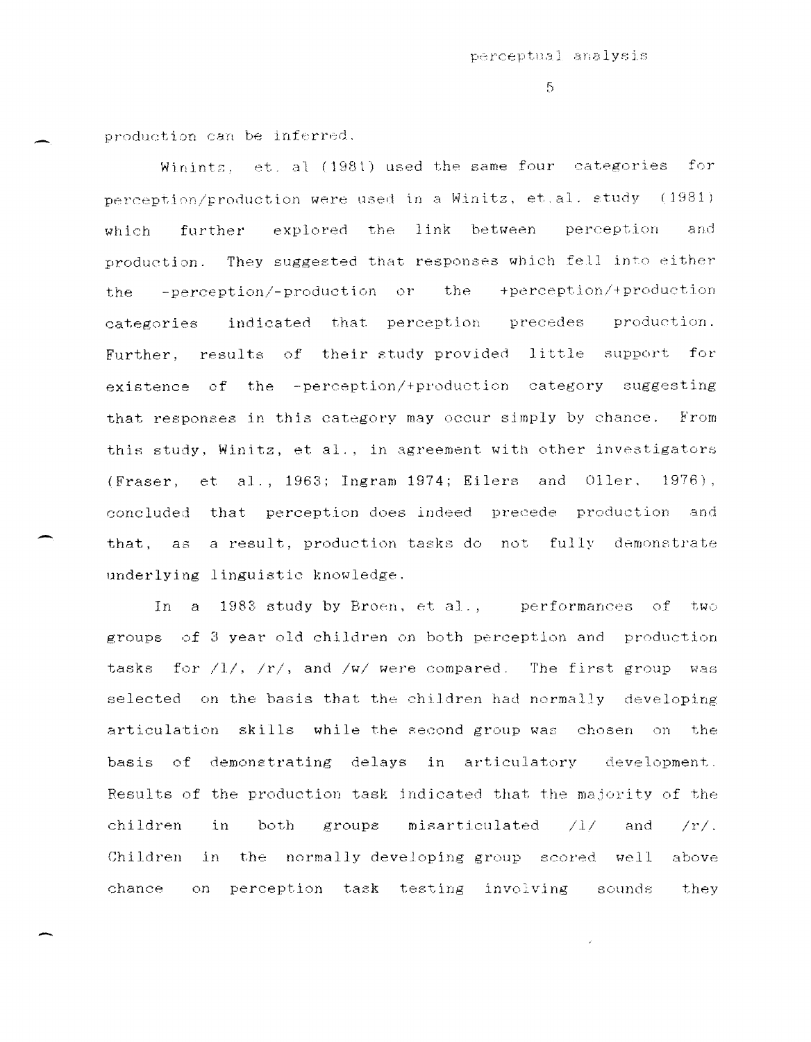production can be inferred.

Winintz, et. al (1981) used the same four categories for perception/production were used in a Winitz, et.al. study (1981) which further explored the link between perception and production. They suggested that responses which fell into either the -perception/-production or the +perception/+production categories indicated that perception precedes production. Further, results of their study provided little support for existence of the -perception/+production category suggesting that responses in this category may occur simply by chance. From this study, Winitz, et al., in agreement with other investigators (Fraser, et al., 1963; Ingram 1974; Eilers and Oller, 1976), concluded that perception does indeed precede production and that, as a result, production tasks do not fully demonstrate underlying linguistic knowledge.

In a 1983 study by Broen, et al., performances of two groups of 3 year old children on both perception and production tasks for /l/, /r/, and /w/ were compared. The first group was selected on the basis that the children had normally developing articulation skills while the second group was chosen on the basis of demonstrating delays in articulatory development. Results of the production task indicated that the majority of the children in both groups misarticulated /l/ and /r/. Children in the normally developing group scored well above chance on perception task testing involving sounds they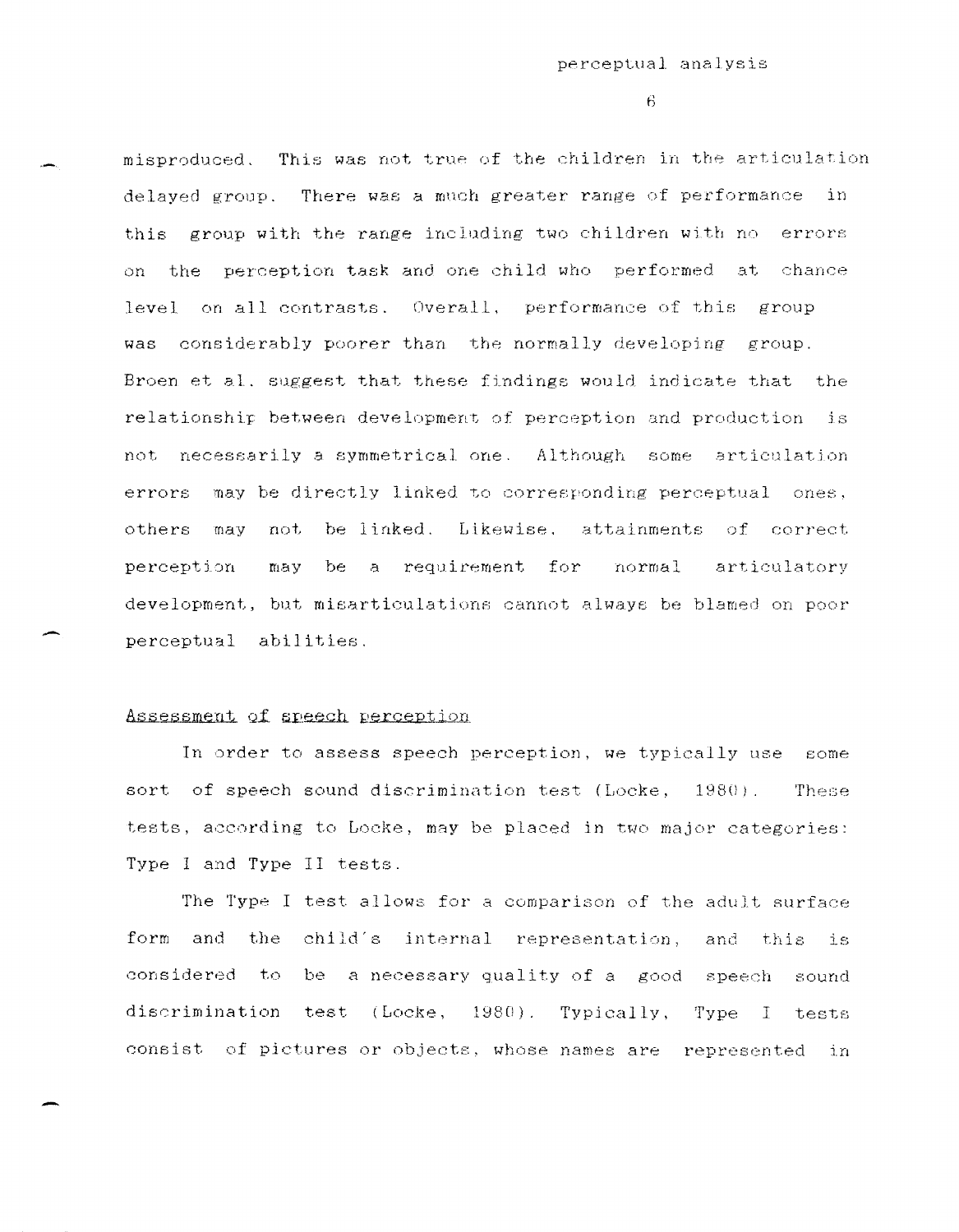misproduced. This was not true of the children in the articulation delayed group. There was a much greater range of performance in this group with the range including two children with no errors on the perception task and one child who performed at chance level on all contrasts. Overall, performance of this group was considerably poorer than the normally developing group. Broen et al. suggest that these findings would indicate that the relationship between development of perception and production is not necessarily a symmetrical one. Although some articulation errors may be directly linked to corresponding perceptual ones, others may not be linked. Likewise, attainments of correct perception may be a requirement for normal articulatory development, but misarticulations cannot always be blamed on poor perceptual abilities.

## Assessment of speech perception

In order to assess speech perception, we typically use some sort of speech sound discrimination test (Locke, 1980). These tests, according to Locke, may be placed in two major categories: Type I and Type II tests.

The Type I test allows for a comparison of the adult surface form and the child's internal representation, and this is considered to be a necessary quality of a good speech sound discrimination test (Locke, 1980). Typically, Type I tests consist of pictures or objects, whose names are represented in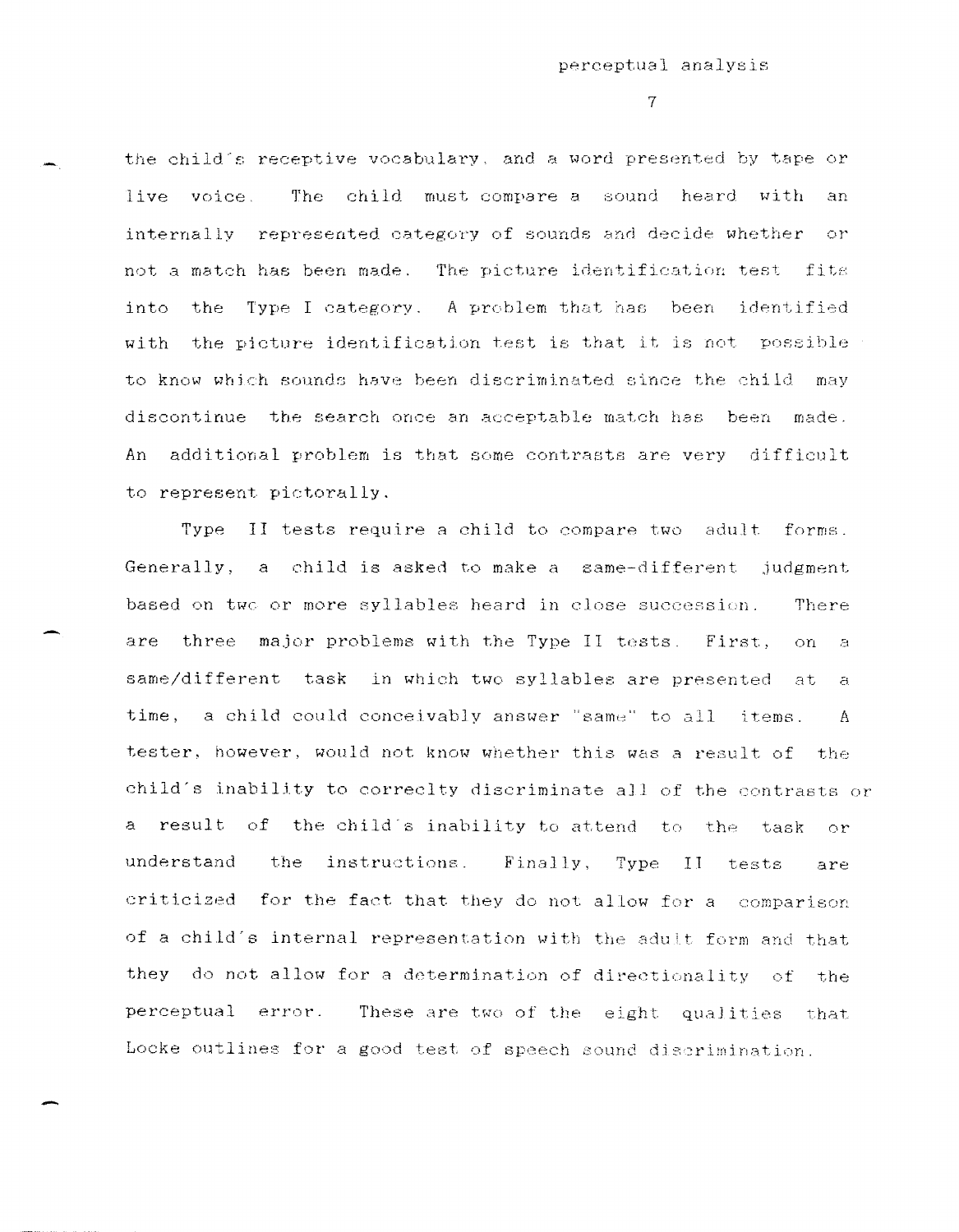the child's receptive vocabulary, and a word presented by tape or live voice. The child must compare a sound heard with an internally represented category of sounds and decide whether or not a match has been made. The picture identification test fits into the Type I category. A problem that has been identified with the picture identification test is that it is not possible to know which sounds have been discriminated since the child may discontinue the search once an acceptable match has been made. An additional problem is that some contrasts are very difficult to represent pictorally.

Type II tests require a child to compare two adult forms. Generally, a child is asked to make a same-different judgment based on two or more syllables heard in close succession. There are three major problems with the Type II tests. First, on a same/different task in which two syllables are presented at a time, a child could conceivably answer "same" to all items. A tester, however, would not know whether this was a result of the child's inability to correclty discriminate all of the contrasts or a result of the child's inability to attend to the task or understand the instructions. Finally, Type II tests are criticized for the fact that they do not allow for a comparison of a child's internal representation with the adult form and that they do not allow for a determination of directionality of the perceptual error. These are two of the eight qualities that Locke outlines for a good test of speech sound discrimination.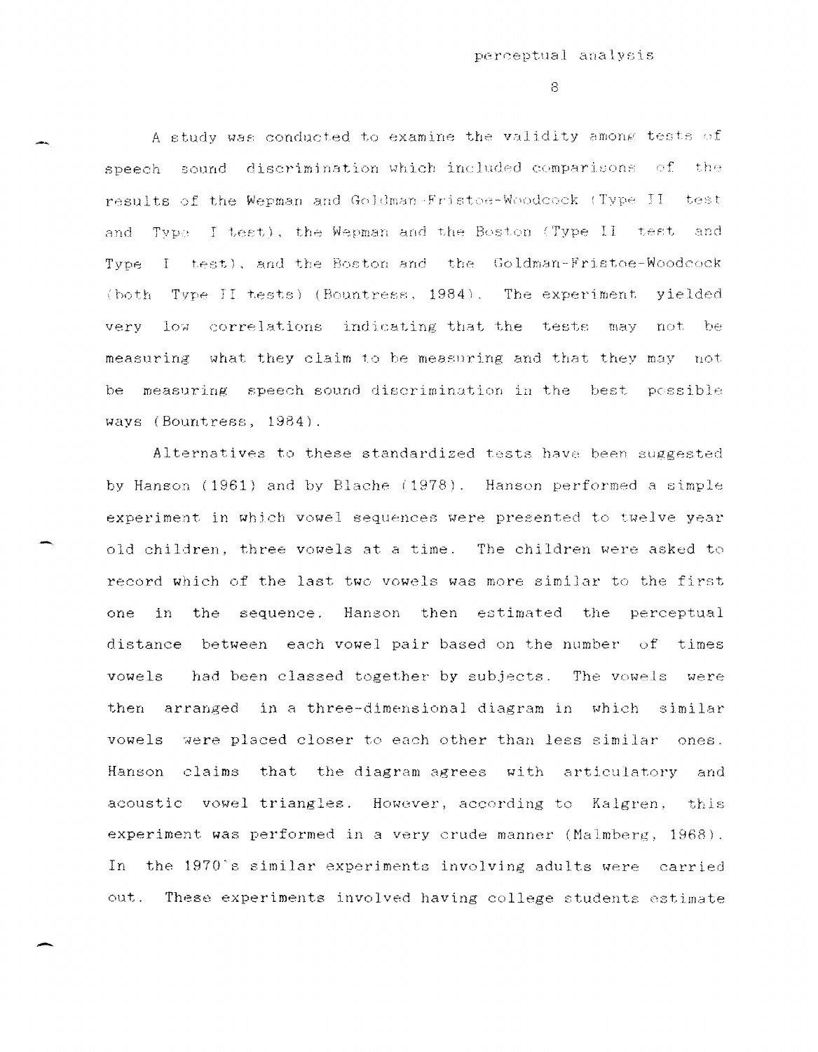A study was conducted to examine the validity among tests of speech sound discrimination which included comparisons of the results of the Wepman and Goldman-Fristoe-Woodcock (Type II test and Type I test), the Wepman and the Boston (Type II test and Type I test), and the Boston and the Goldman-Fristoe-Woodcock (both Type II tests) (Bountress, 1984). The experiment yielded very low correlations indicating that the tests may not be measuring what they claim to be measuring and that they may not be measuring speech sound discrimination in the best possible ways (Bountress, 1984).

Alternatives to these standardized tests have been suggested by Hanson (1961) and by Blache (1978). Hanson performed a simple experiment in which vowel sequences were presented to twelve year old children, three vowels at a time. The children were asked to record which of the last two vowels was more similar to the first one in the sequence. Hanson then estimated the perceptual distance between each vowel pair based on the number of times vowels had been classed together by subjects. The vowels were then arranged in a three-dimensional diagram in which similar vowels were placed closer to each other than less similar ones. Hanson claims that the diagram agrees with articulatory and acoustic vowel triangles. However, according to Kalgren, this experiment was performed in a very crude manner (Malmberg, 1968). In the 1970's similar experiments involving adults were carried out. These experiments involved having college students estimate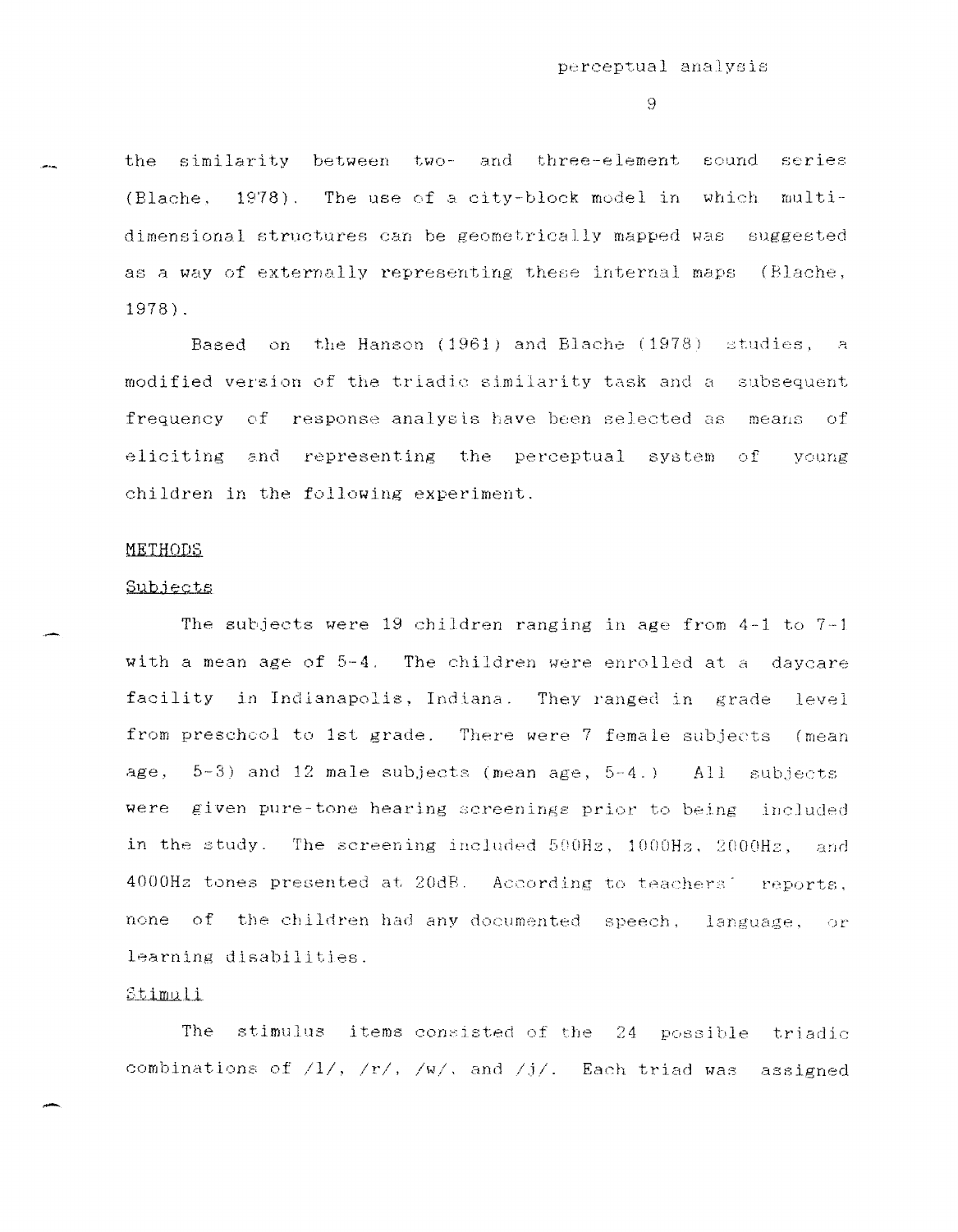the similarity between two- and three-element sound series (Blache, 1978). The use of a city-block model in which multi-dimensional structures can be geometrically mapped was suggested as a way of externally representing these internal maps (Blache, 1978).

Based on the Hanson (1961) and Blache (1978) studies, a modified version of the triadic similarity task and a subsequent frequency of response analysis have been selected as means of eliciting and representing the perceptual system of young children in the following experiment.

## METHODS

### Subjects

The subjects were 19 children ranging in age from 4-1 to 7-1 with a mean age of 5-4. The children were enrolled at a daycare facility in Indianapolis, Indiana. They ranged in grade level from preschool to 1st grade. There were 7 female subjects (mean age, 5-3) and 12 male subjects (mean age, 5-4.) All subjects were given pure-tone hearing screenings prior to being included in the study. The screening included 500Hz, 1000Hz, 2000Hz, and 4000Hz tones presented at 20dB. According to teachers' reports, none of the children had any documented speech, language, or learning disabilities.

### Stimuli

The stimulus items consisted of the 24 possible triadic combinations of /l/, /r/, /w/, and /j/. Each triad was assigned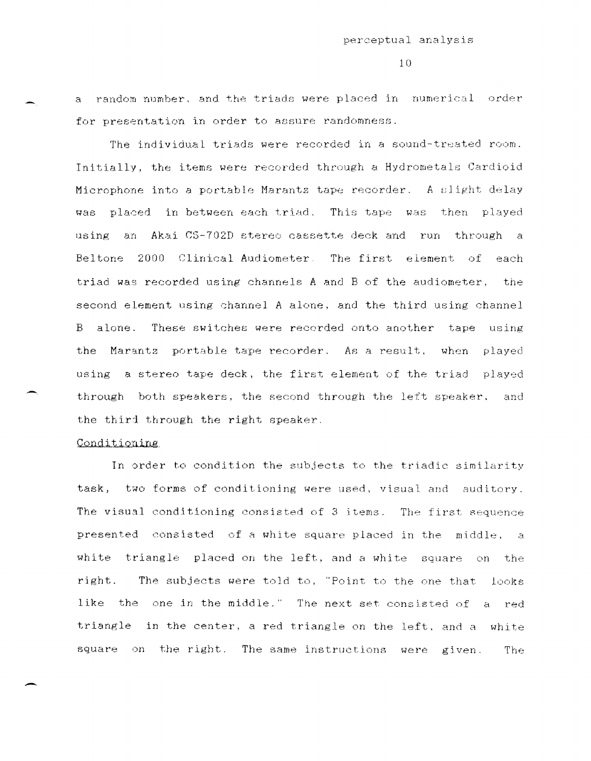a random number, and the triads were placed in numerical order for presentation in order to assure randomness.

The individual triads were recorded in a sound-treated room. Initially, the items were recorded through a Hydrometals Cardioid Microphone into a portable Marantz tape recorder. A slight delay was placed in between each triad. This tape was then played using an Akai CS-702D stereo cassette deck and run through a Beltone 2000 Clinical Audiometer. The first element of each triad was recorded using channels A and B of the audiometer, the second element using channel A alone, and the third using channel B alone. These switches were recorded onto another tape using the Marantz portable tape recorder. As a result, when played using a stereo tape deck, the first element of the triad played through both speakers, the second through the left speaker, and the third through the right speaker.

Conditioning

In order to condition the subjects to the triadic similarity task, two forms of conditioning were used, visual and auditory. The visual conditioning consisted of 3 items. The first sequence presented consisted of a white square placed in the middle, a white triangle placed on the left, and a white square on the right. The subjects were told to, "Point to the one that looks like the one in the middle." The next set consisted of a red triangle in the center, a red triangle on the left, and a white square on the right. The same instructions were given. The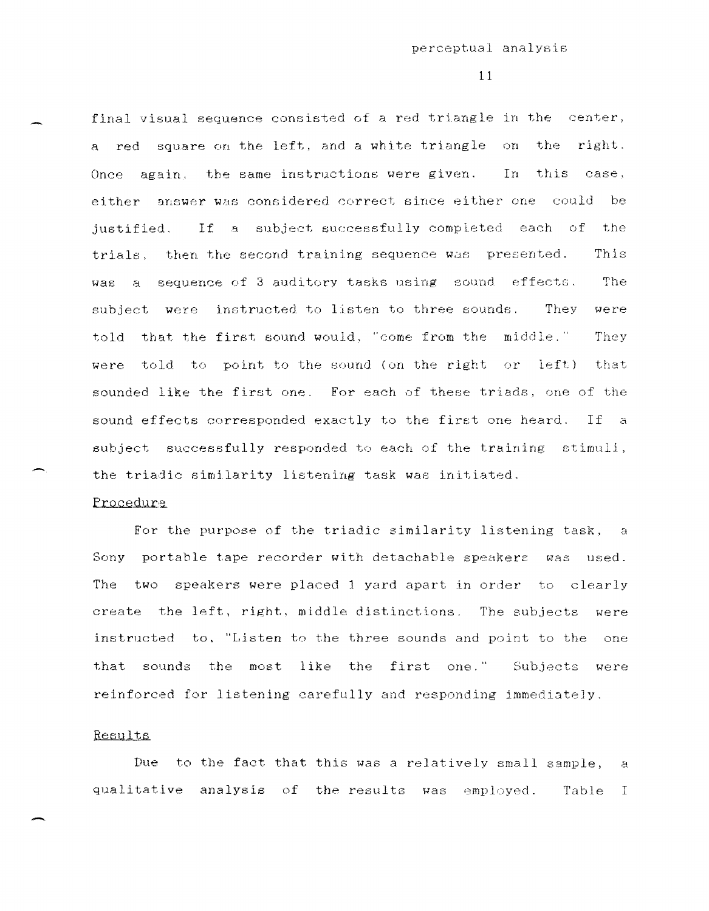final visual sequence consisted of a red triangle in the center, a red square on the left, and a white triangle on the right. Once again, the same instructions were given. In this case, either answer was considered correct since either one could be justified. If a subject successfully completed each of the trials, then the second training sequence was presented. This was a sequence of 3 auditory tasks using sound effects. The subject were instructed to listen to three sounds. They were told that the first sound would, "come from the middle." They were told to point to the sound (on the right or left) that sounded like the first one. For each of these triads, one of the sound effects corresponded exactly to the first one heard. If a subject successfully responded to each of the training stimuli, the triadic similarity listening task was initiated.

## Procedure

For the purpose of the triadic similarity listening task, a Sony portable tape recorder with detachable speakers was used. The two speakers were placed 1 yard apart in order to clearly create the left, right, middle distinctions. The subjects were instructed to, "Listen to the three sounds and point to the one that sounds the most like the first one." Subjects were reinforced for listening carefully and responding immediately.

## Results

Due to the fact that this was a relatively small sample, a qualitative analysis of the results was employed. Table I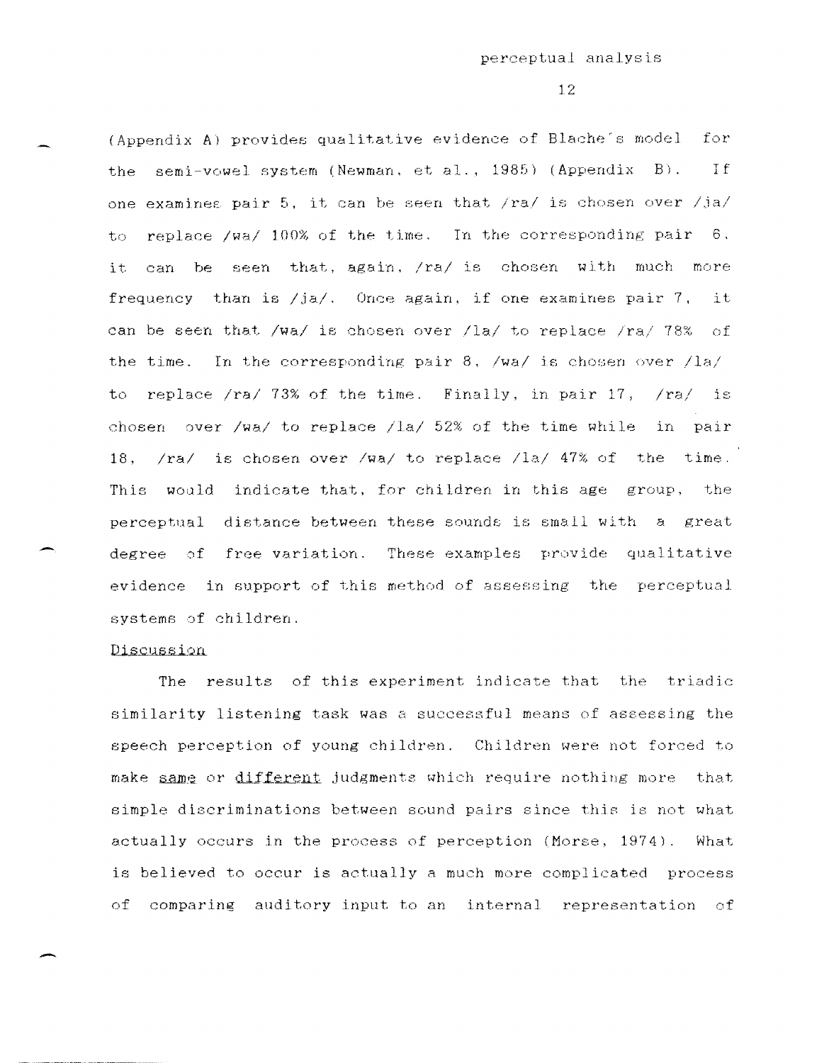(Appendix A) provides qualitative evidence of Blache's model for the semi-vowel system (Newman, et al., 1985) (Appendix B). If one examines pair 5, it can be seen that /ra/ is chosen over /ja/ to replace /wa/ 100% of the time. In the corresponding pair 6, it can be seen that, again, /ra/ is chosen with much more frequency than is /ja/. Once again, if one examines pair 7, it can be seen that /wa/ is chosen over /la/ to replace /ra/ 78% of the time. In the corresponding pair 8, /wa/ is chosen over /la/ to replace /ra/ 73% of the time. Finally, in pair 17, /ra/ is chosen over /wa/ to replace /la/ 52% of the time while in pair 18, /ra/ is chosen over /wa/ to replace /la/ 47% of the time. This would indicate that, for children in this age group, the perceptual distance between these sounds is small with a great degree of free variation. These examples provide qualitative evidence in support of this method of assessing the perceptual systems of children.

Discussion

The results of this experiment indicate that the triadic similarity listening task was a successful means of assessing the speech perception of young children. Children were not forced to make _same_ or _different_ judgments which require nothing more that simple discriminations between sound pairs since this is not what actually occurs in the process of perception (Morse, 1974). What is believed to occur is actually a much more complicated process of comparing auditory input to an internal representation of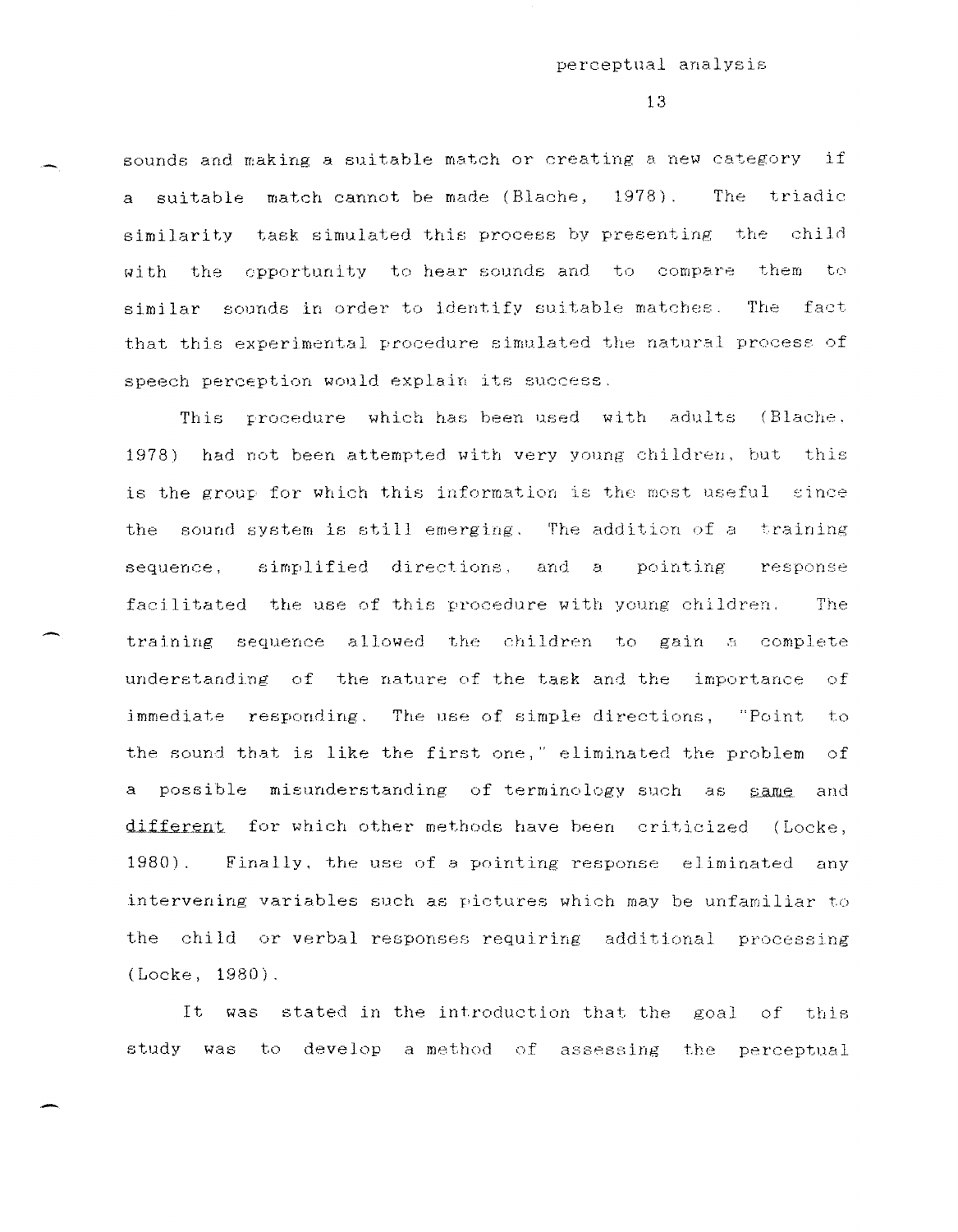sounds and making a suitable match or creating a new category if a suitable match cannot be made (Blache, 1978). The triadic similarity task simulated this process by presenting the child with the opportunity to hear sounds and to compare them to similar sounds in order to identify suitable matches. The fact that this experimental procedure simulated the natural process of speech perception would explain its success.

This procedure which has been used with adults (Blache, 1978) had not been attempted with very young children, but this is the group for which this information is the most useful since the sound system is still emerging. The addition of a training sequence, simplified directions, and a pointing response facilitated the use of this procedure with young children. The training sequence allowed the children to gain a complete understanding of the nature of the task and the importance of immediate responding. The use of simple directions, "Point to the sound that is like the first one," eliminated the problem of a possible misunderstanding of terminology such as _same_ and _different_ for which other methods have been criticized (Locke, 1980). Finally, the use of a pointing response eliminated any intervening variables such as pictures which may be unfamiliar to the child or verbal responses requiring additional processing (Locke, 1980).

It was stated in the introduction that the goal of this study was to develop a method of assessing the perceptual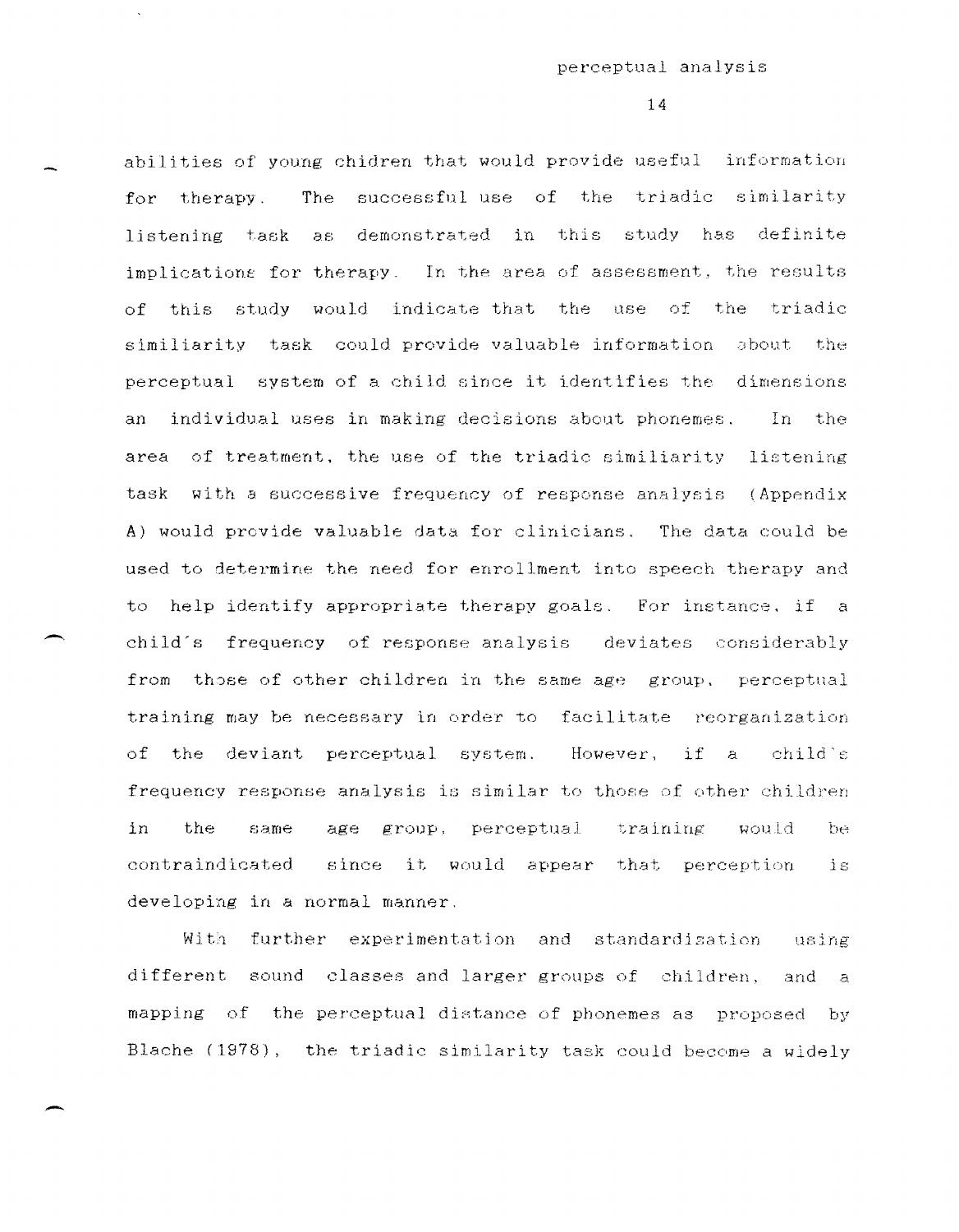abilities of young chidren that would provide useful information for therapy. The successful use of the triadic similarity listening task as demonstrated in this study has definite implications for therapy. In the area of assessment, the results of this study would indicate that the use of the triadic similiarity task could provide valuable information about the perceptual system of a child since it identifies the dimensions an individual uses in making decisions about phonemes. In the area of treatment, the use of the triadic similiarity listening task with a successive frequency of response analysis (Appendix A) would provide valuable data for clinicians. The data could be used to determine the need for enrollment into speech therapy and to help identify appropriate therapy goals. For instance, if a child's frequency of response analysis deviates considerably from those of other children in the same age group, perceptual training may be necessary in order to facilitate reorganization of the deviant perceptual system. However, if a child's frequency response analysis is similar to those of other children in the same age group, perceptual training would be contraindicated since it would appear that perception is developing in a normal manner.

With further experimentation and standardization using different sound classes and larger groups of children, and a mapping of the perceptual distance of phonemes as proposed by Blache (1978), the triadic similarity task could become a widely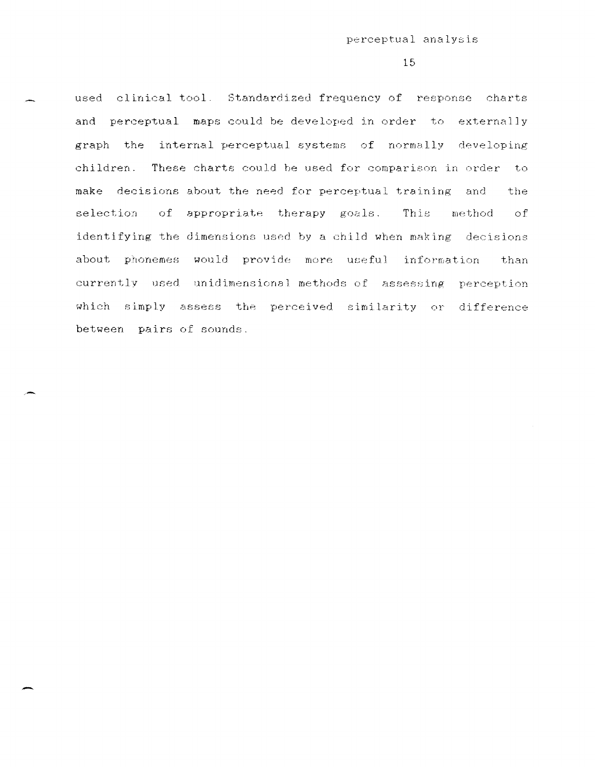used clinical tool. Standardized frequency of response charts and perceptual maps could be developed in order to externally graph the internal perceptual systems of normally developing children. These charts could be used for comparison in order to make decisions about the need for perceptual training and the selection of appropriate therapy goals. This method of identifying the dimensions used by a child when making decisions about phonemes would provide more useful information than currently used unidimensional methods of assessing perception which simply assess the perceived similarity or difference between pairs of sounds.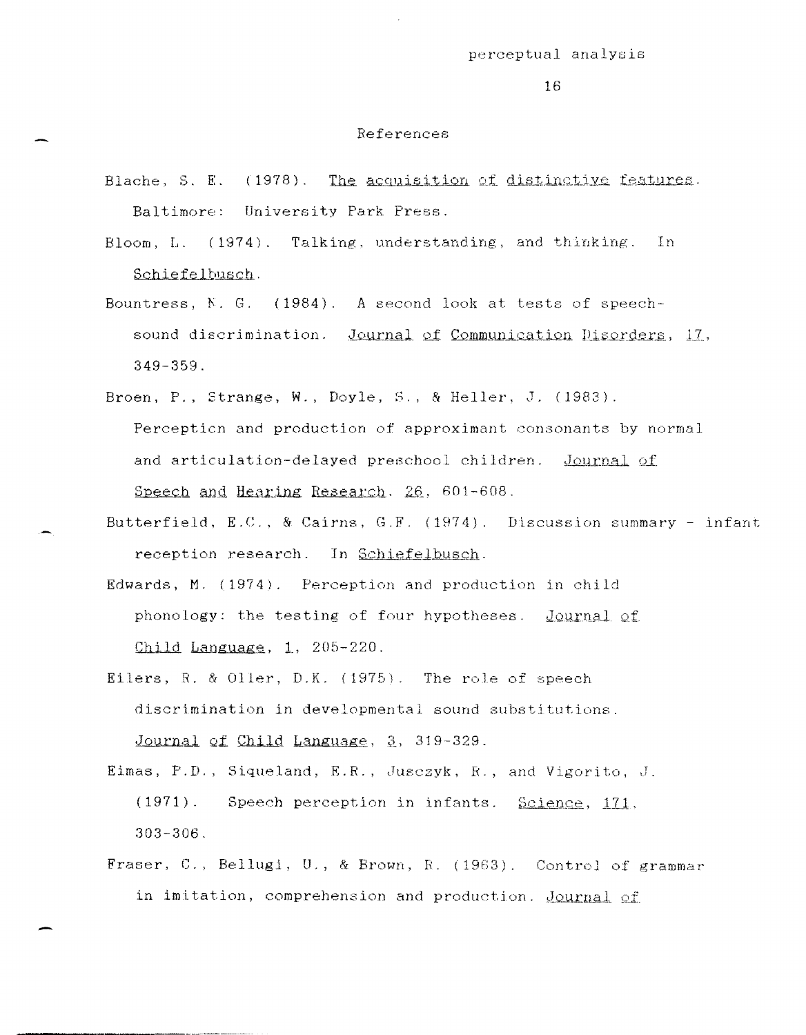## References

Blache, S. E. (1978). *The acquisition of distinctive features*. Baltimore: University Park Press.

Bloom, L. (1974). Talking, understanding, and thinking. In *Schiefelbusch*.

Bountress, N. G. (1984). A second look at tests of speech-sound discrimination. *Journal of Communication Disorders*, *17*, 349-359.

Broen, P., Strange, W., Doyle, S., & Heller, J. (1983). Perception and production of approximant consonants by normal and articulation-delayed preschool children. *Journal of Speech and Hearing Research*, *26*, 601-608.

Butterfield, E.C., & Cairns, G.F. (1974). Discussion summary - infant reception research. In *Schiefelbusch*.

Edwards, M. (1974). Perception and production in child phonology: the testing of four hypotheses. *Journal of Child Language*, *1*, 205-220.

Eilers, R. & Oller, D.K. (1975). The role of speech discrimination in developmental sound substitutions. *Journal of Child Language*, *3*, 319-329.

Eimas, P.D., Siqueland, E.R., Jusczyk, R., and Vigorito, J. (1971). Speech perception in infants. *Science*, *171*, 303-306.

Fraser, C., Bellugi, U., & Brown, R. (1963). Control of grammar in imitation, comprehension and production. *Journal of*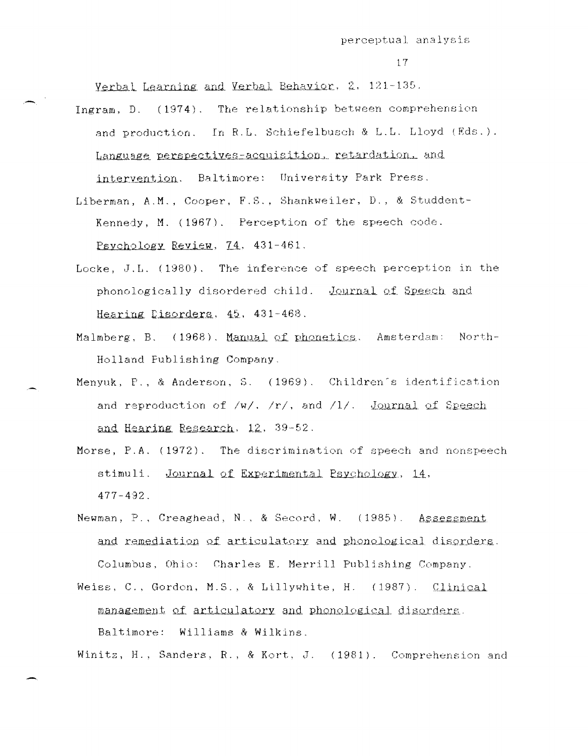*Verbal Learning and Verbal Behavior*, *2*, 121-135.

Ingram, D. (1974). The relationship between comprehension and production. In R.L. Schiefelbusch & L.L. Lloyd (Eds.). *Language perspectives-acquisition, retardation, and intervention*. Baltimore: University Park Press.

Liberman, A.M., Cooper, F.S., Shankweiler, D., & Studdent-Kennedy, M. (1967). Perception of the speech code. *Psychology Review*, *74*, 431-461.

Locke, J.L. (1980). The inference of speech perception in the phonologically disordered child. *Journal of Speech and Hearing Disorders*, *45*, 431-468.

Malmberg, B. (1968). *Manual of phonetics*. Amsterdam: North-Holland Publishing Company.

Menyuk, P., & Anderson, S. (1969). Children's identification and reproduction of /w/, /r/, and /l/. *Journal of Speech and Hearing Research*, *12*, 39-52.

Morse, P.A. (1972). The discrimination of speech and nonspeech stimuli. *Journal of Experimental Psychology*, *14*, 477-492.

Newman, P., Creaghead, N., & Secord, W. (1985). *Assessment and remediation of articulatory and phonological disorders*. Columbus, Ohio: Charles E. Merrill Publishing Company.

Weiss, C., Gordon, M.S., & Lillywhite, H. (1987). *Clinical management of articulatory and phonological disorders*. Baltimore: Williams & Wilkins.

Winitz, H., Sanders, R., & Kort, J. (1981). Comprehension and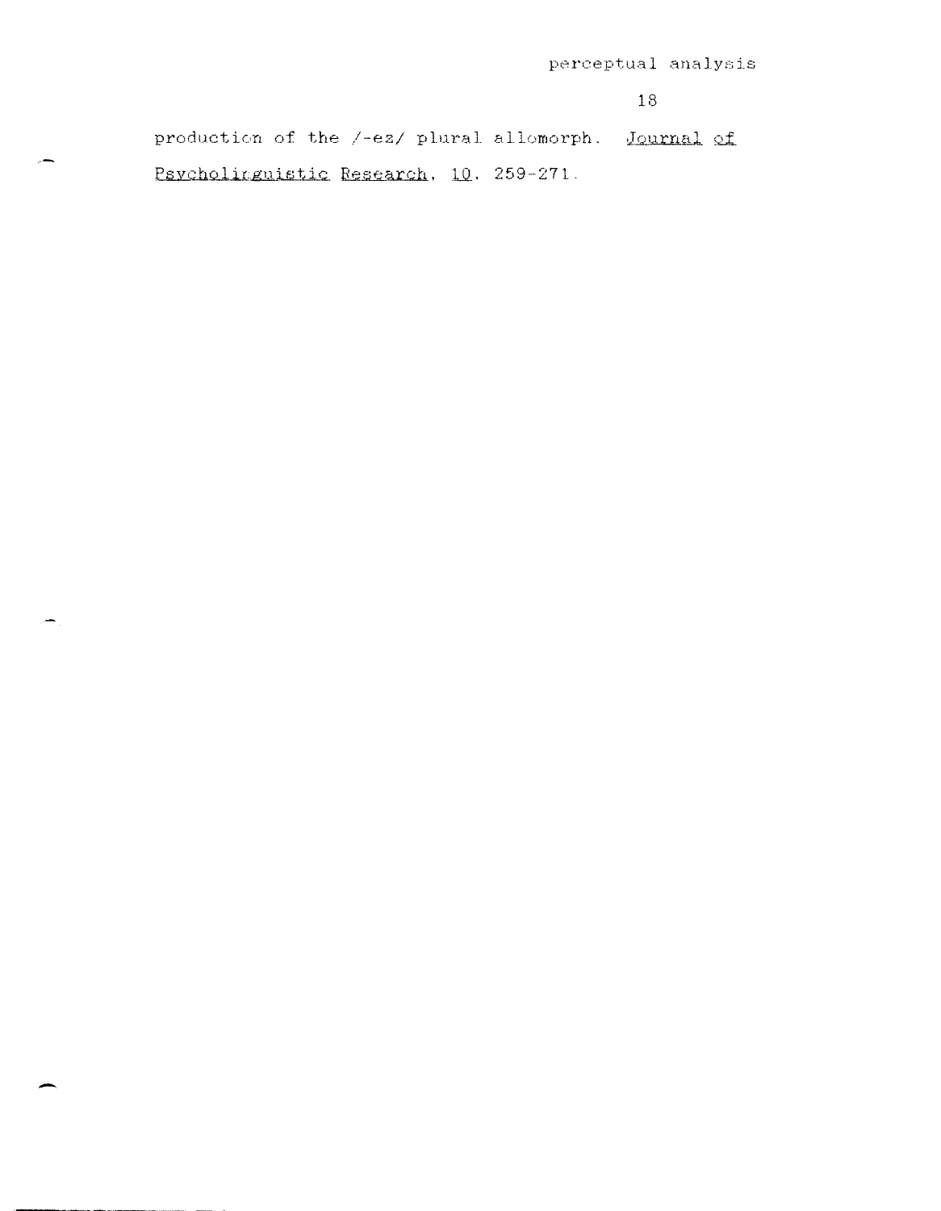production of the /-ez/ plural allomorph. *Journal of Psycholinguistic Research*, *10*, 259-271.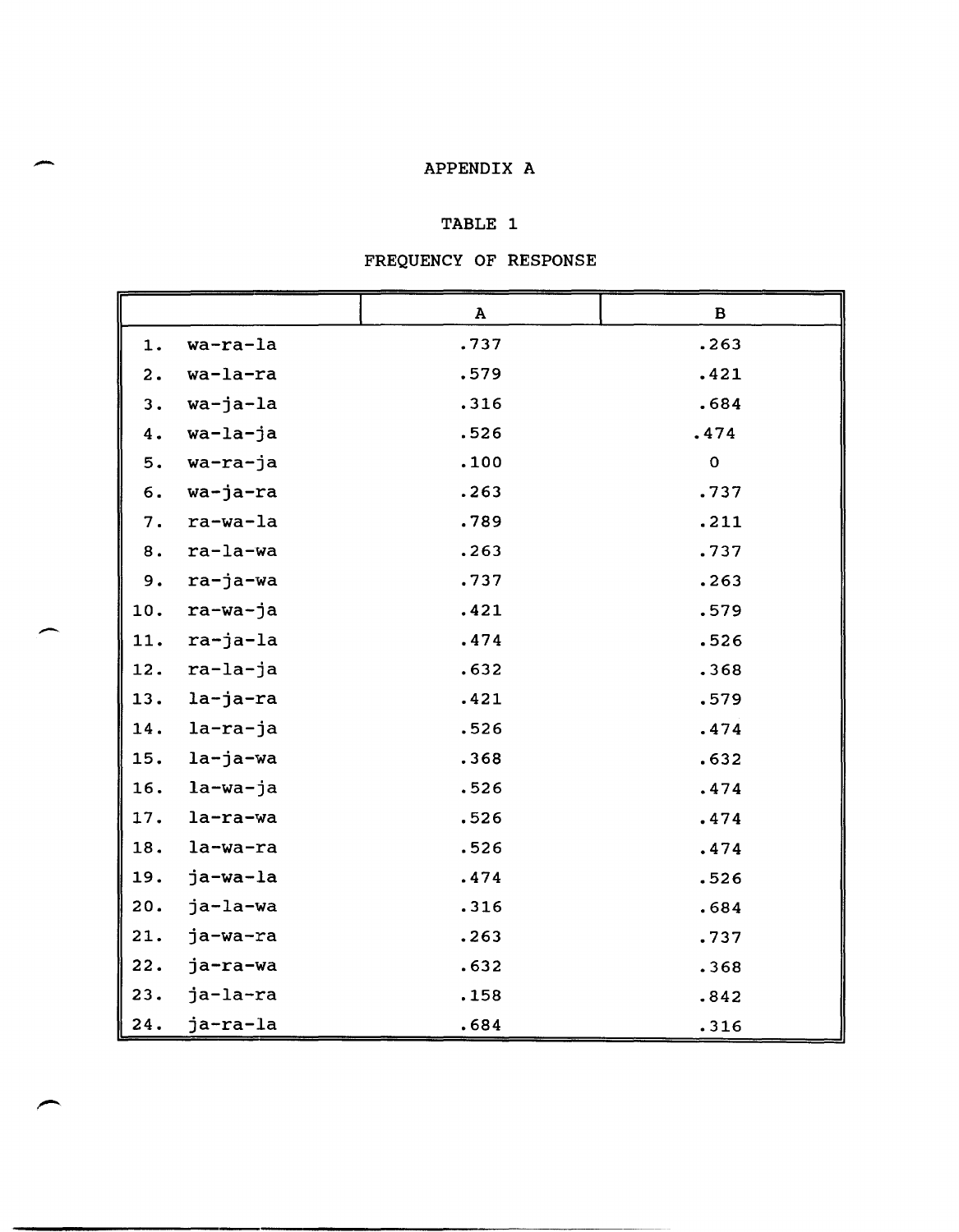# APPENDIX A

## TABLE 1

## FREQUENCY OF RESPONSE

| | A | B |
|---|---|---|
| 1. wa-ra-la | .737 | .263 |
| 2. wa-la-ra | .579 | .421 |
| 3. wa-ja-la | .316 | .684 |
| 4. wa-la-ja | .526 | .474 |
| 5. wa-ra-ja | .100 | 0 |
| 6. wa-ja-ra | .263 | .737 |
| 7. ra-wa-la | .789 | .211 |
| 8. ra-la-wa | .263 | .737 |
| 9. ra-ja-wa | .737 | .263 |
| 10. ra-wa-ja | .421 | .579 |
| 11. ra-ja-la | .474 | .526 |
| 12. ra-la-ja | .632 | .368 |
| 13. la-ja-ra | .421 | .579 |
| 14. la-ra-ja | .526 | .474 |
| 15. la-ja-wa | .368 | .632 |
| 16. la-wa-ja | .526 | .474 |
| 17. la-ra-wa | .526 | .474 |
| 18. la-wa-ra | .526 | .474 |
| 19. ja-wa-la | .474 | .526 |
| 20. ja-la-wa | .316 | .684 |
| 21. ja-wa-ra | .263 | .737 |
| 22. ja-ra-wa | .632 | .368 |
| 23. ja-la-ra | .158 | .842 |
| 24. ja-ra-la | .684 | .316 |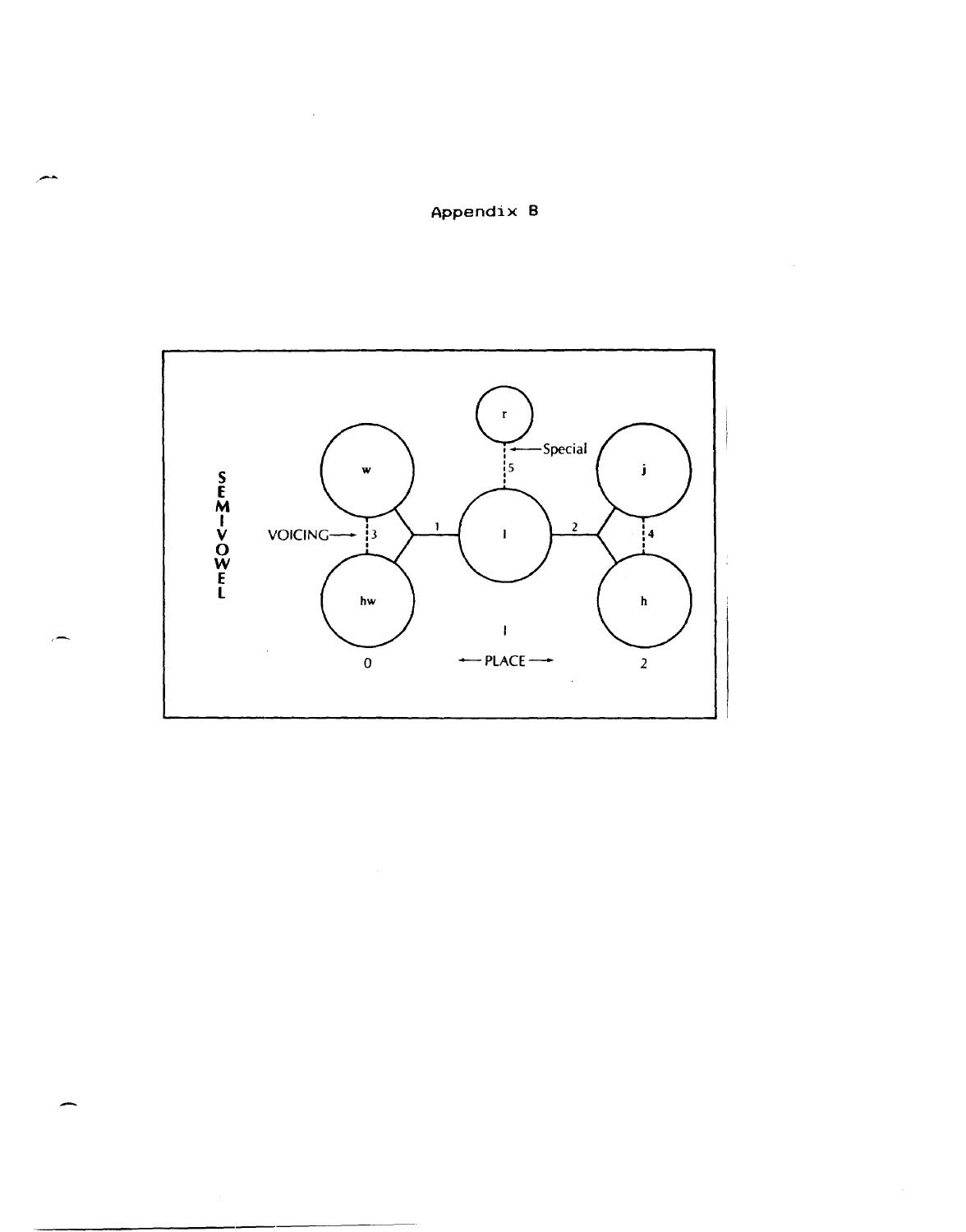# Appendix B

SEMIVOWEL

w

hw

VOICING

3

1

l

2

j

h

4

r

Special

5

0

1

← PLACE →

2